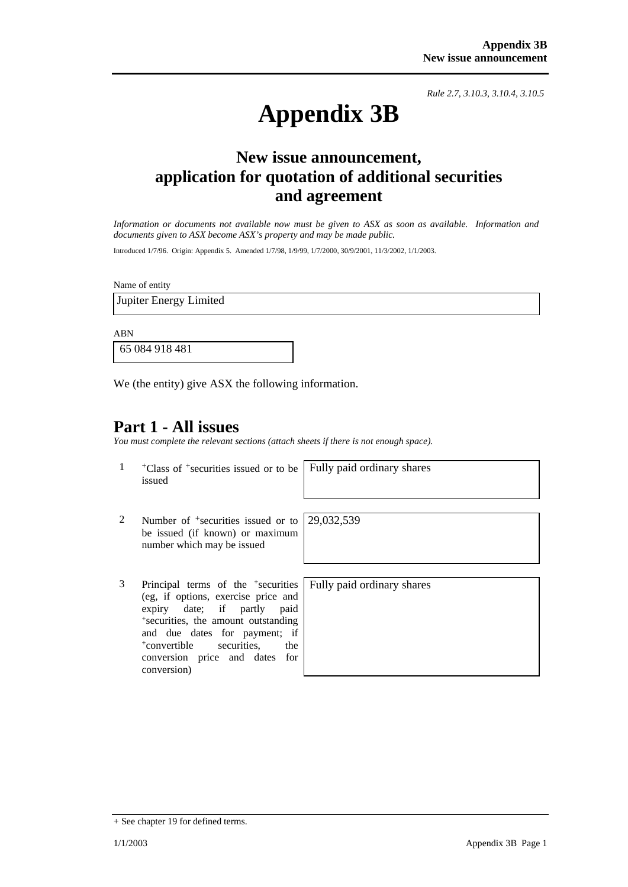*Rule 2.7, 3.10.3, 3.10.4, 3.10.5*

# Appendix 3B

## New issue announcement, application for quotation of additional securities and agreement

*Information or documents not available now must be given to ASX as soon as available. Information and documents given to ASX become ASX's property and may be made public.*

Introduced 1/7/96. Origin: Appendix 5. Amended 1/7/98, 1/9/99, 1/7/2000, 30/9/2001, 11/3/2002, 1/1/2003.

Name of entity

| Jupiter Energy Limited |
|---|

ABN

| 65 084 918 481 |
|---|

We (the entity) give ASX the following information.

## Part 1 - All issues

*You must complete the relevant sections (attach sheets if there is not enough space).*

| | | |
|---|---|---|
| 1 | +Class of +securities issued or to be issued | Fully paid ordinary shares |
| 2 | Number of +securities issued or to be issued (if known) or maximum number which may be issued | 29,032,539 |
| 3 | Principal terms of the +securities (eg, if options, exercise price and expiry date; if partly paid +securities, the amount outstanding and due dates for payment; if +convertible securities, the conversion price and dates for conversion) | Fully paid ordinary shares |

+ See chapter 19 for defined terms.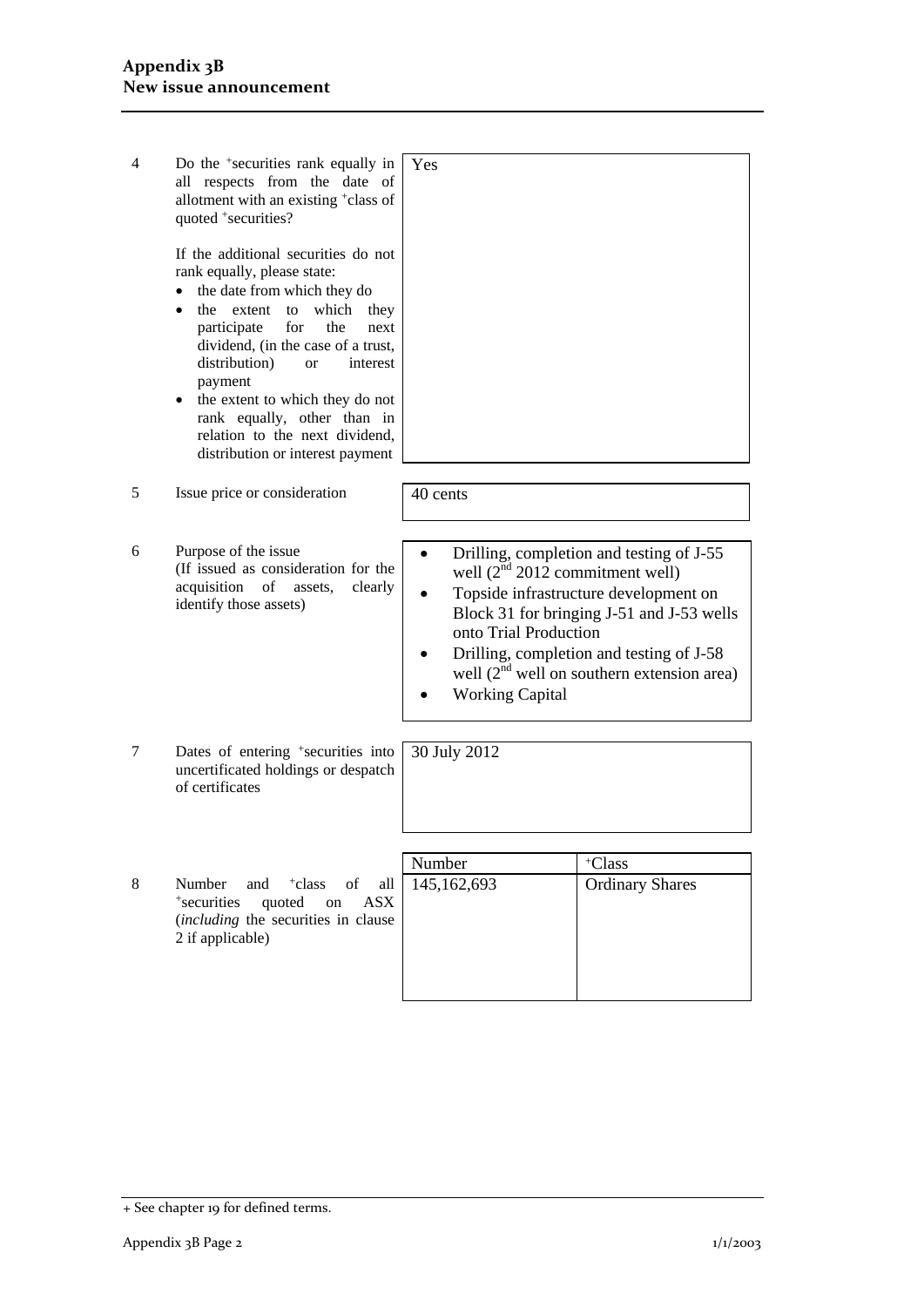## Appendix 3B
## New issue announcement

| | | | |
|---|---|---|---|
| 4 | Do the +securities rank equally in all respects from the date of allotment with an existing +class of quoted +securities?<br><br>If the additional securities do not rank equally, please state:<br>• the date from which they do<br>• the extent to which they participate for the next dividend, (in the case of a trust, distribution) or interest payment<br>• the extent to which they do not rank equally, other than in relation to the next dividend, distribution or interest payment | Yes | |
| 5 | Issue price or consideration | 40 cents | |
| 6 | Purpose of the issue<br>(If issued as consideration for the acquisition of assets, clearly identify those assets) | • Drilling, completion and testing of J-55 well (2nd 2012 commitment well)<br>• Topside infrastructure development on Block 31 for bringing J-51 and J-53 wells onto Trial Production<br>• Drilling, completion and testing of J-58 well (2nd well on southern extension area)<br>• Working Capital | |
| 7 | Dates of entering +securities into uncertificated holdings or despatch of certificates | 30 July 2012 | |
| | | **Number** | **+Class** |
| 8 | Number and +class of all +securities quoted on ASX (*including* the securities in clause 2 if applicable) | 145,162,693 | Ordinary Shares |

+ See chapter 19 for defined terms.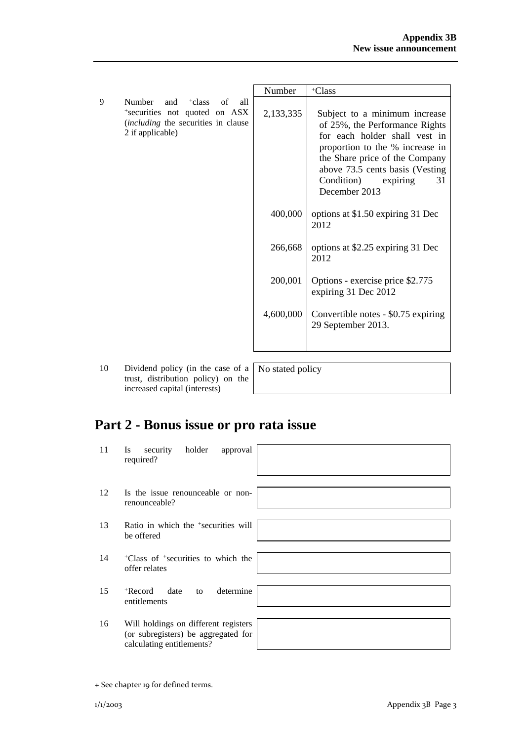| | | Number | +Class |
|---|---|---|---|
| 9 | Number and +class of all +securities not quoted on ASX (*including* the securities in clause 2 if applicable) | 2,133,335 | Subject to a minimum increase of 25%, the Performance Rights for each holder shall vest in proportion to the % increase in the Share price of the Company above 73.5 cents basis (Vesting Condition) expiring 31 December 2013 |
| | | 400,000 | options at $1.50 expiring 31 Dec 2012 |
| | | 266,668 | options at $2.25 expiring 31 Dec 2012 |
| | | 200,001 | Options - exercise price $2.775 expiring 31 Dec 2012 |
| | | 4,600,000 | Convertible notes - $0.75 expiring 29 September 2013. |

| | | |
|---|---|---|
| 10 | Dividend policy (in the case of a trust, distribution policy) on the increased capital (interests) | No stated policy |

## Part 2 - Bonus issue or pro rata issue

| | | |
|---|---|---|
| 11 | Is security holder approval required? | |
| 12 | Is the issue renounceable or non-renounceable? | |
| 13 | Ratio in which the +securities will be offered | |
| 14 | +Class of +securities to which the offer relates | |
| 15 | +Record date to determine entitlements | |
| 16 | Will holdings on different registers (or subregisters) be aggregated for calculating entitlements? | |

+ See chapter 19 for defined terms.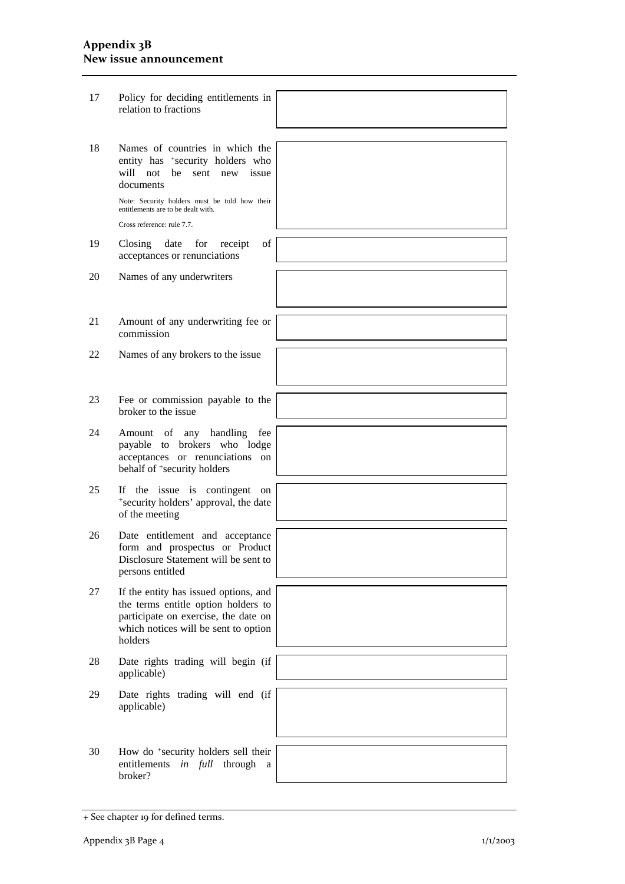| | | |
|---|---|---|
| 17 | Policy for deciding entitlements in relation to fractions | |
| 18 | Names of countries in which the entity has +security holders who will not be sent new issue documents<br><br>Note: Security holders must be told how their entitlements are to be dealt with.<br><br>Cross reference: rule 7.7. | |
| 19 | Closing date for receipt of acceptances or renunciations | |
| 20 | Names of any underwriters | |
| 21 | Amount of any underwriting fee or commission | |
| 22 | Names of any brokers to the issue | |
| 23 | Fee or commission payable to the broker to the issue | |
| 24 | Amount of any handling fee payable to brokers who lodge acceptances or renunciations on behalf of +security holders | |
| 25 | If the issue is contingent on +security holders' approval, the date of the meeting | |
| 26 | Date entitlement and acceptance form and prospectus or Product Disclosure Statement will be sent to persons entitled | |
| 27 | If the entity has issued options, and the terms entitle option holders to participate on exercise, the date on which notices will be sent to option holders | |
| 28 | Date rights trading will begin (if applicable) | |
| 29 | Date rights trading will end (if applicable) | |
| 30 | How do +security holders sell their entitlements *in full* through a broker? | |

+ See chapter 19 for defined terms.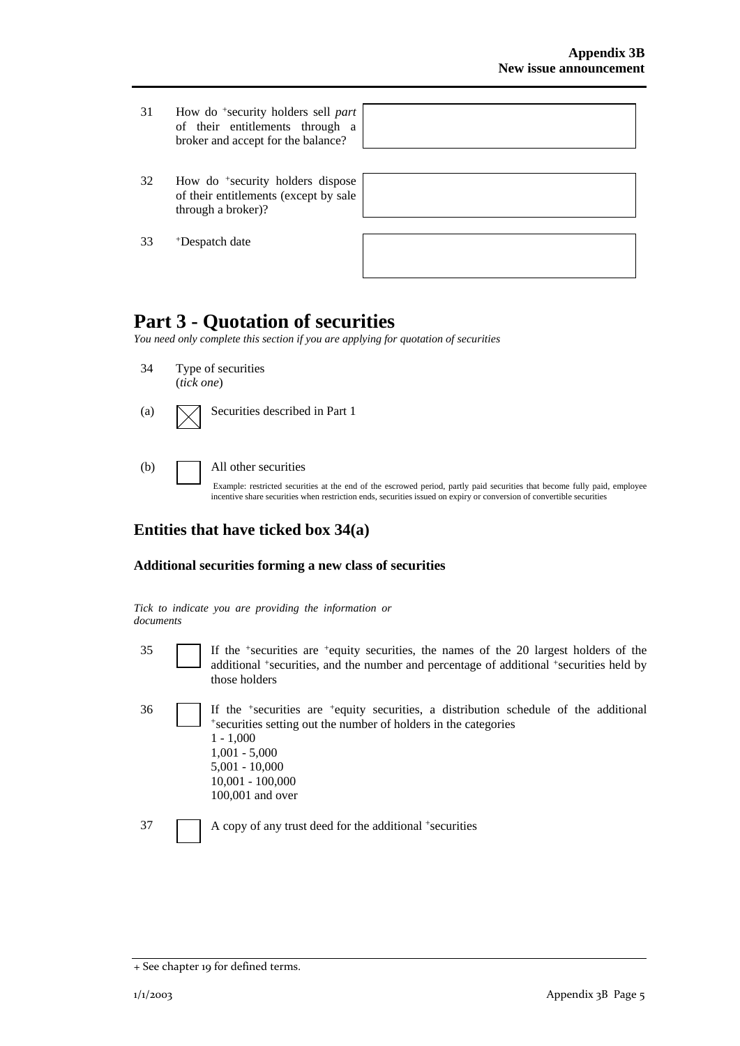| | | |
|---|---|---|
| 31 | How do +security holders sell *part* of their entitlements through a broker and accept for the balance? | |
| 32 | How do +security holders dispose of their entitlements (except by sale through a broker)? | |
| 33 | +Despatch date | |

# Part 3 - Quotation of securities

*You need only complete this section if you are applying for quotation of securities*

34 Type of securities
(*tick one*)

(a) ☒ Securities described in Part 1

(b) ☐ All other securities

Example: restricted securities at the end of the escrowed period, partly paid securities that become fully paid, employee incentive share securities when restriction ends, securities issued on expiry or conversion of convertible securities

## Entities that have ticked box 34(a)

### Additional securities forming a new class of securities

*Tick to indicate you are providing the information or documents*

35 ☐ If the +securities are +equity securities, the names of the 20 largest holders of the additional +securities, and the number and percentage of additional +securities held by those holders

36 ☐ If the +securities are +equity securities, a distribution schedule of the additional +securities setting out the number of holders in the categories
1 - 1,000
1,001 - 5,000
5,001 - 10,000
10,001 - 100,000
100,001 and over

37 ☐ A copy of any trust deed for the additional +securities

+ See chapter 19 for defined terms.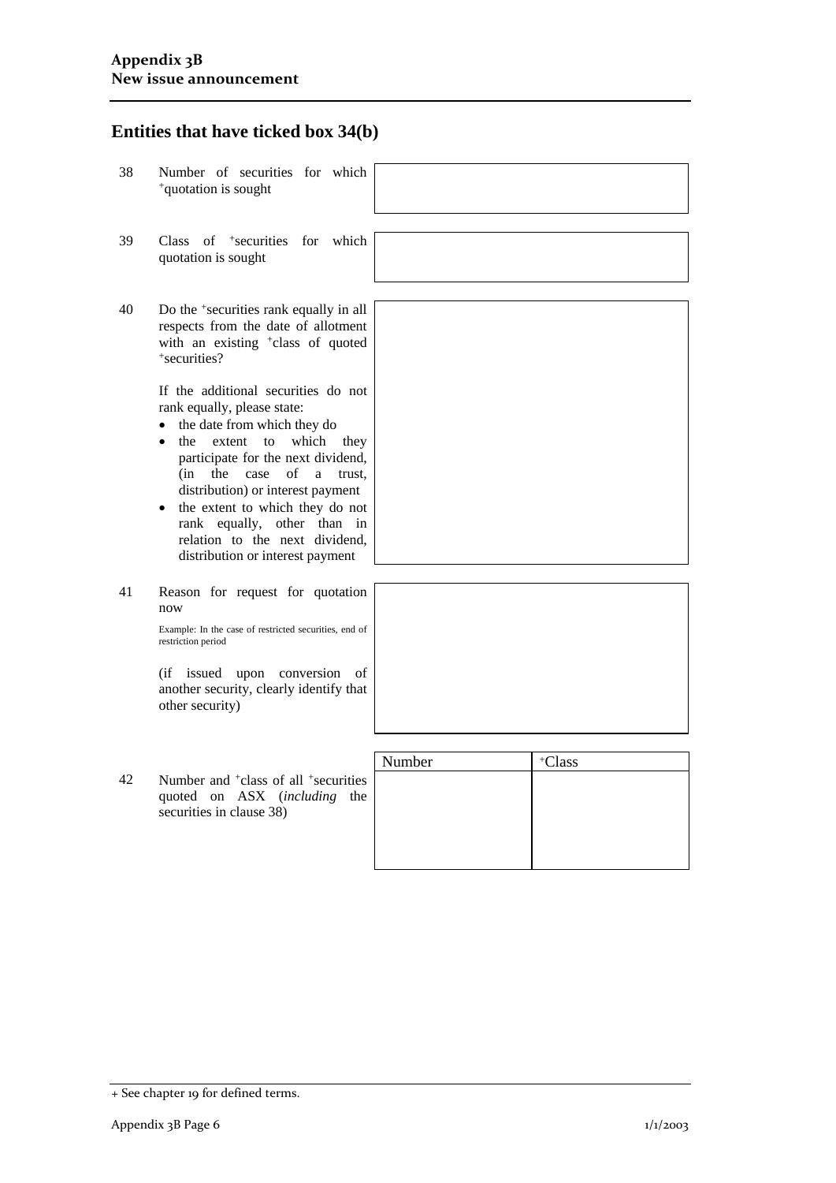## Entities that have ticked box 34(b)

38 Number of securities for which +quotation is sought

39 Class of +securities for which quotation is sought

40 Do the +securities rank equally in all respects from the date of allotment with an existing +class of quoted +securities?

If the additional securities do not rank equally, please state:

- the date from which they do
- the extent to which they participate for the next dividend, (in the case of a trust, distribution) or interest payment
- the extent to which they do not rank equally, other than in relation to the next dividend, distribution or interest payment

41 Reason for request for quotation now

Example: In the case of restricted securities, end of restriction period

(if issued upon conversion of another security, clearly identify that other security)

42 Number and +class of all +securities quoted on ASX (*including* the securities in clause 38)

| Number | +Class |
|---|---|
| | |

+ See chapter 19 for defined terms.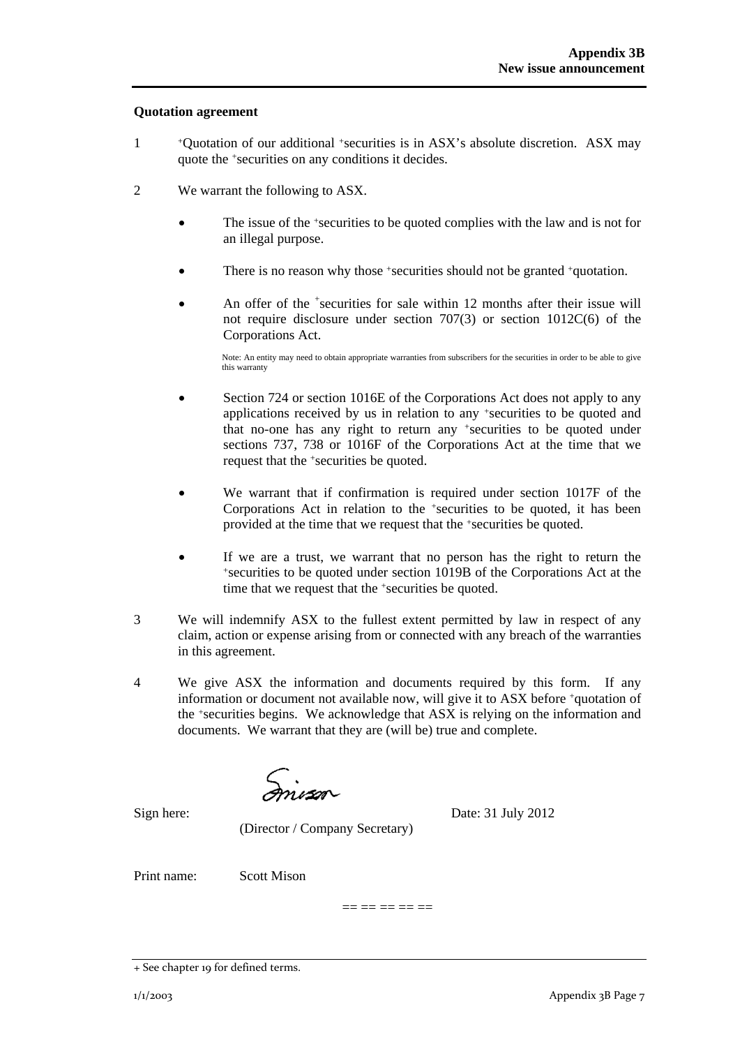**Quotation agreement**

1. +Quotation of our additional +securities is in ASX's absolute discretion. ASX may quote the +securities on any conditions it decides.

2. We warrant the following to ASX.

   - The issue of the +securities to be quoted complies with the law and is not for an illegal purpose.

   - There is no reason why those +securities should not be granted +quotation.

   - An offer of the +securities for sale within 12 months after their issue will not require disclosure under section 707(3) or section 1012C(6) of the Corporations Act.

     Note: An entity may need to obtain appropriate warranties from subscribers for the securities in order to be able to give this warranty

   - Section 724 or section 1016E of the Corporations Act does not apply to any applications received by us in relation to any +securities to be quoted and that no-one has any right to return any +securities to be quoted under sections 737, 738 or 1016F of the Corporations Act at the time that we request that the +securities be quoted.

   - We warrant that if confirmation is required under section 1017F of the Corporations Act in relation to the +securities to be quoted, it has been provided at the time that we request that the +securities be quoted.

   - If we are a trust, we warrant that no person has the right to return the +securities to be quoted under section 1019B of the Corporations Act at the time that we request that the +securities be quoted.

3. We will indemnify ASX to the fullest extent permitted by law in respect of any claim, action or expense arising from or connected with any breach of the warranties in this agreement.

4. We give ASX the information and documents required by this form. If any information or document not available now, will give it to ASX before +quotation of the +securities begins. We acknowledge that ASX is relying on the information and documents. We warrant that they are (will be) true and complete.

Sign here: (Director / Company Secretary) Date: 31 July 2012

Print name: Scott Mison

== == == == ==

+ See chapter 19 for defined terms.